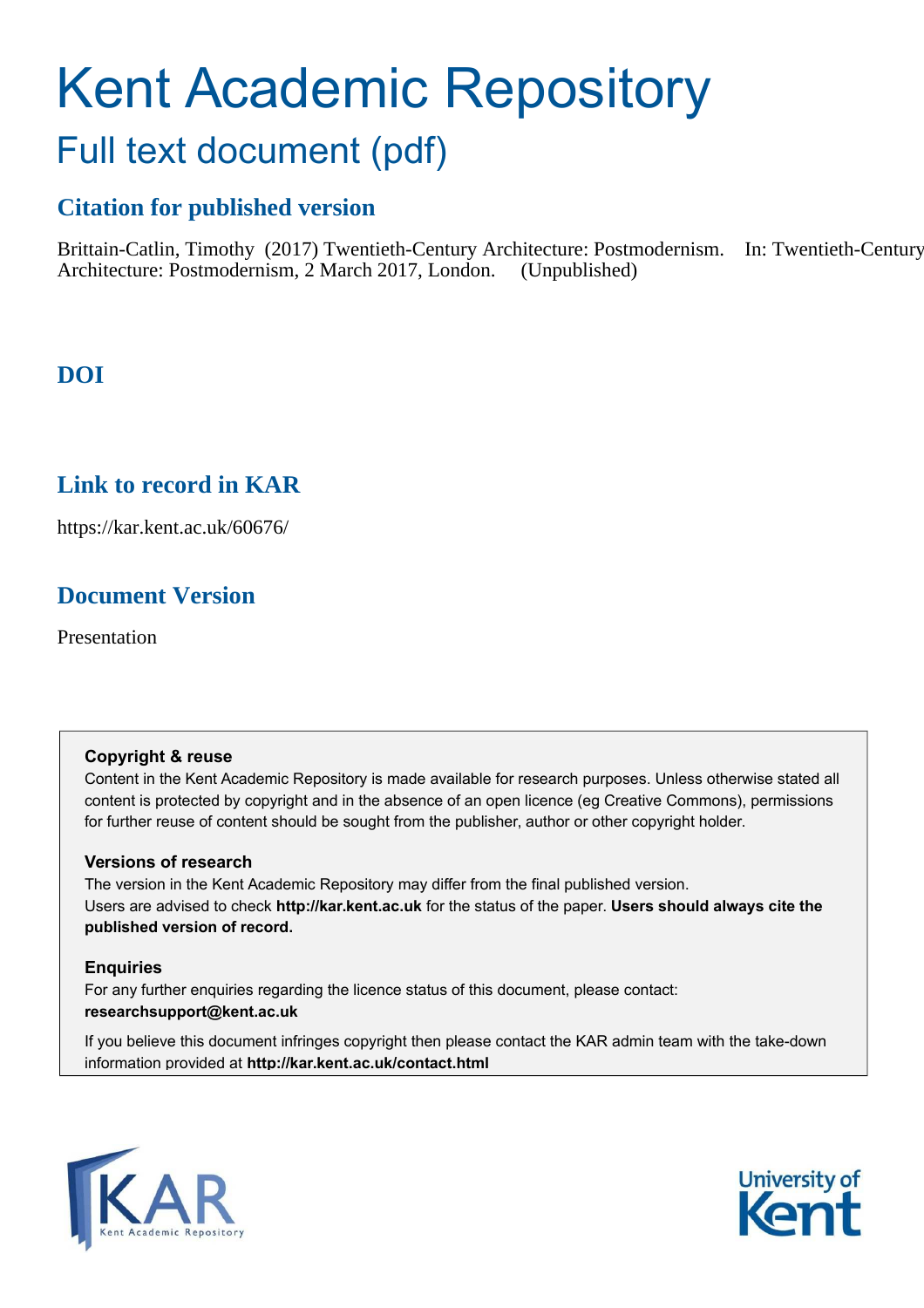# Kent Academic Repository

## Full text document (pdf)

### Citation for published version

Brittain-Catlin, Timothy (2017) Twentieth-Century Architecture: Postmodernism. In: Twentieth-Century Architecture: Postmodernism, 2 March 2017, London. (Unpublished)

### DOI

### Link to record in KAR

https://kar.kent.ac.uk/60676/

### Document Version

Presentation

**Copyright & reuse**

Content in the Kent Academic Repository is made available for research purposes. Unless otherwise stated all content is protected by copyright and in the absence of an open licence (eg Creative Commons), permissions for further reuse of content should be sought from the publisher, author or other copyright holder.

**Versions of research**

The version in the Kent Academic Repository may differ from the final published version. Users are advised to check **http://kar.kent.ac.uk** for the status of the paper. **Users should always cite the published version of record.**

**Enquiries**

For any further enquiries regarding the licence status of this document, please contact: **researchsupport@kent.ac.uk**

If you believe this document infringes copyright then please contact the KAR admin team with the take-down information provided at **http://kar.kent.ac.uk/contact.html**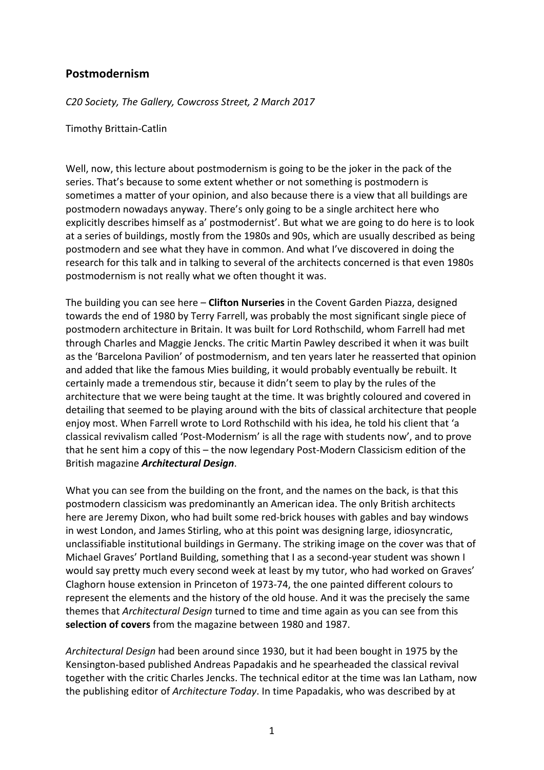## Postmodernism

*C20 Society, The Gallery, Cowcross Street, 2 March 2017*

Timothy Brittain-Catlin

Well, now, this lecture about postmodernism is going to be the joker in the pack of the series. That's because to some extent whether or not something is postmodern is sometimes a matter of your opinion, and also because there is a view that all buildings are postmodern nowadays anyway. There's only going to be a single architect here who explicitly describes himself as a' postmodernist'. But what we are going to do here is to look at a series of buildings, mostly from the 1980s and 90s, which are usually described as being postmodern and see what they have in common. And what I've discovered in doing the research for this talk and in talking to several of the architects concerned is that even 1980s postmodernism is not really what we often thought it was.

The building you can see here – **Clifton Nurseries** in the Covent Garden Piazza, designed towards the end of 1980 by Terry Farrell, was probably the most significant single piece of postmodern architecture in Britain. It was built for Lord Rothschild, whom Farrell had met through Charles and Maggie Jencks. The critic Martin Pawley described it when it was built as the 'Barcelona Pavilion' of postmodernism, and ten years later he reasserted that opinion and added that like the famous Mies building, it would probably eventually be rebuilt. It certainly made a tremendous stir, because it didn't seem to play by the rules of the architecture that we were being taught at the time. It was brightly coloured and covered in detailing that seemed to be playing around with the bits of classical architecture that people enjoy most. When Farrell wrote to Lord Rothschild with his idea, he told his client that 'a classical revivalism called 'Post-Modernism' is all the rage with students now', and to prove that he sent him a copy of this – the now legendary Post-Modern Classicism edition of the British magazine ***Architectural Design***.

What you can see from the building on the front, and the names on the back, is that this postmodern classicism was predominantly an American idea. The only British architects here are Jeremy Dixon, who had built some red-brick houses with gables and bay windows in west London, and James Stirling, who at this point was designing large, idiosyncratic, unclassifiable institutional buildings in Germany. The striking image on the cover was that of Michael Graves' Portland Building, something that I as a second-year student was shown I would say pretty much every second week at least by my tutor, who had worked on Graves' Claghorn house extension in Princeton of 1973-74, the one painted different colours to represent the elements and the history of the old house. And it was the precisely the same themes that *Architectural Design* turned to time and time again as you can see from this **selection of covers** from the magazine between 1980 and 1987.

*Architectural Design* had been around since 1930, but it had been bought in 1975 by the Kensington-based published Andreas Papadakis and he spearheaded the classical revival together with the critic Charles Jencks. The technical editor at the time was Ian Latham, now the publishing editor of *Architecture Today*. In time Papadakis, who was described by at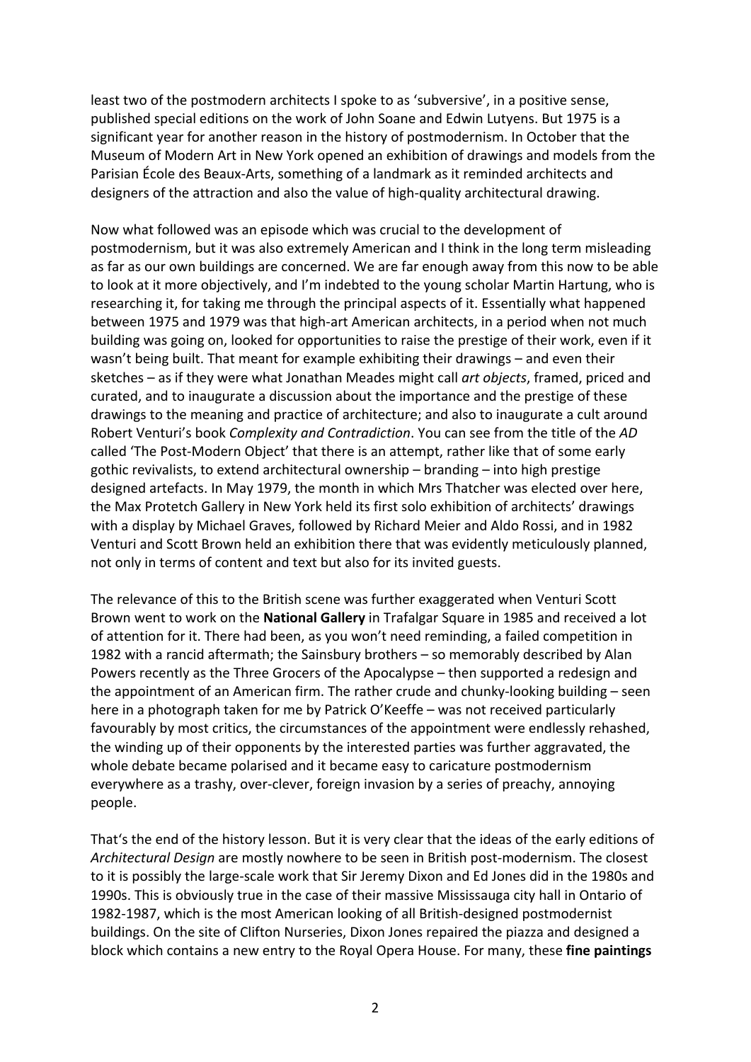least two of the postmodern architects I spoke to as 'subversive', in a positive sense, published special editions on the work of John Soane and Edwin Lutyens. But 1975 is a significant year for another reason in the history of postmodernism. In October that the Museum of Modern Art in New York opened an exhibition of drawings and models from the Parisian École des Beaux-Arts, something of a landmark as it reminded architects and designers of the attraction and also the value of high-quality architectural drawing.

Now what followed was an episode which was crucial to the development of postmodernism, but it was also extremely American and I think in the long term misleading as far as our own buildings are concerned. We are far enough away from this now to be able to look at it more objectively, and I'm indebted to the young scholar Martin Hartung, who is researching it, for taking me through the principal aspects of it. Essentially what happened between 1975 and 1979 was that high-art American architects, in a period when not much building was going on, looked for opportunities to raise the prestige of their work, even if it wasn't being built. That meant for example exhibiting their drawings – and even their sketches – as if they were what Jonathan Meades might call *art objects*, framed, priced and curated, and to inaugurate a discussion about the importance and the prestige of these drawings to the meaning and practice of architecture; and also to inaugurate a cult around Robert Venturi's book *Complexity and Contradiction*. You can see from the title of the *AD* called 'The Post-Modern Object' that there is an attempt, rather like that of some early gothic revivalists, to extend architectural ownership – branding – into high prestige designed artefacts. In May 1979, the month in which Mrs Thatcher was elected over here, the Max Protetch Gallery in New York held its first solo exhibition of architects' drawings with a display by Michael Graves, followed by Richard Meier and Aldo Rossi, and in 1982 Venturi and Scott Brown held an exhibition there that was evidently meticulously planned, not only in terms of content and text but also for its invited guests.

The relevance of this to the British scene was further exaggerated when Venturi Scott Brown went to work on the **National Gallery** in Trafalgar Square in 1985 and received a lot of attention for it. There had been, as you won't need reminding, a failed competition in 1982 with a rancid aftermath; the Sainsbury brothers – so memorably described by Alan Powers recently as the Three Grocers of the Apocalypse – then supported a redesign and the appointment of an American firm. The rather crude and chunky-looking building – seen here in a photograph taken for me by Patrick O'Keeffe – was not received particularly favourably by most critics, the circumstances of the appointment were endlessly rehashed, the winding up of their opponents by the interested parties was further aggravated, the whole debate became polarised and it became easy to caricature postmodernism everywhere as a trashy, over-clever, foreign invasion by a series of preachy, annoying people.

That's the end of the history lesson. But it is very clear that the ideas of the early editions of *Architectural Design* are mostly nowhere to be seen in British post-modernism. The closest to it is possibly the large-scale work that Sir Jeremy Dixon and Ed Jones did in the 1980s and 1990s. This is obviously true in the case of their massive Mississauga city hall in Ontario of 1982-1987, which is the most American looking of all British-designed postmodernist buildings. On the site of Clifton Nurseries, Dixon Jones repaired the piazza and designed a block which contains a new entry to the Royal Opera House. For many, these **fine paintings**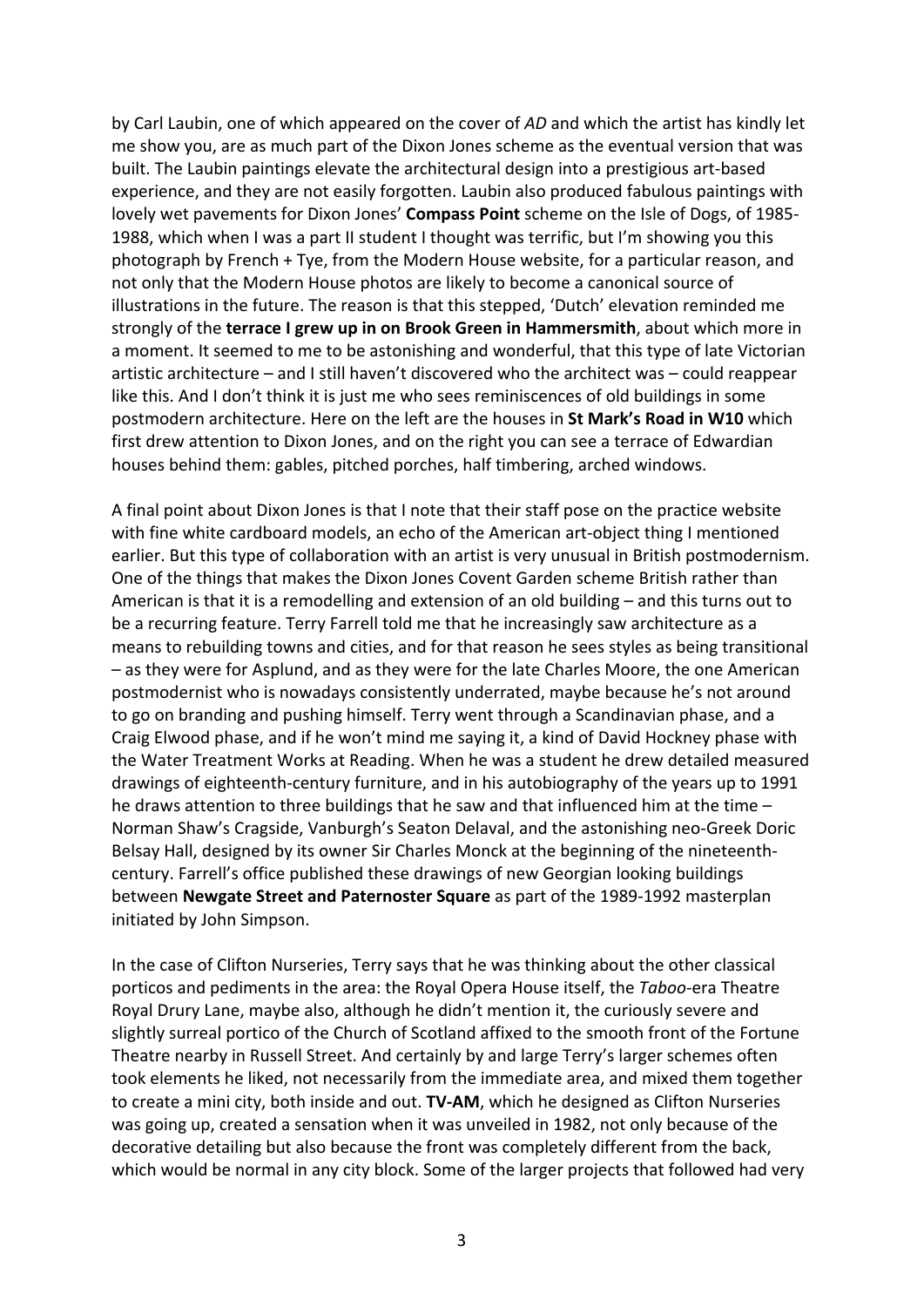by Carl Laubin, one of which appeared on the cover of *AD* and which the artist has kindly let me show you, are as much part of the Dixon Jones scheme as the eventual version that was built. The Laubin paintings elevate the architectural design into a prestigious art-based experience, and they are not easily forgotten. Laubin also produced fabulous paintings with lovely wet pavements for Dixon Jones' **Compass Point** scheme on the Isle of Dogs, of 1985-1988, which when I was a part II student I thought was terrific, but I'm showing you this photograph by French + Tye, from the Modern House website, for a particular reason, and not only that the Modern House photos are likely to become a canonical source of illustrations in the future. The reason is that this stepped, 'Dutch' elevation reminded me strongly of the **terrace I grew up in on Brook Green in Hammersmith**, about which more in a moment. It seemed to me to be astonishing and wonderful, that this type of late Victorian artistic architecture – and I still haven't discovered who the architect was – could reappear like this. And I don't think it is just me who sees reminiscences of old buildings in some postmodern architecture. Here on the left are the houses in **St Mark's Road in W10** which first drew attention to Dixon Jones, and on the right you can see a terrace of Edwardian houses behind them: gables, pitched porches, half timbering, arched windows.

A final point about Dixon Jones is that I note that their staff pose on the practice website with fine white cardboard models, an echo of the American art-object thing I mentioned earlier. But this type of collaboration with an artist is very unusual in British postmodernism. One of the things that makes the Dixon Jones Covent Garden scheme British rather than American is that it is a remodelling and extension of an old building – and this turns out to be a recurring feature. Terry Farrell told me that he increasingly saw architecture as a means to rebuilding towns and cities, and for that reason he sees styles as being transitional – as they were for Asplund, and as they were for the late Charles Moore, the one American postmodernist who is nowadays consistently underrated, maybe because he's not around to go on branding and pushing himself. Terry went through a Scandinavian phase, and a Craig Elwood phase, and if he won't mind me saying it, a kind of David Hockney phase with the Water Treatment Works at Reading. When he was a student he drew detailed measured drawings of eighteenth-century furniture, and in his autobiography of the years up to 1991 he draws attention to three buildings that he saw and that influenced him at the time – Norman Shaw's Cragside, Vanburgh's Seaton Delaval, and the astonishing neo-Greek Doric Belsay Hall, designed by its owner Sir Charles Monck at the beginning of the nineteenth-century. Farrell's office published these drawings of new Georgian looking buildings between **Newgate Street and Paternoster Square** as part of the 1989-1992 masterplan initiated by John Simpson.

In the case of Clifton Nurseries, Terry says that he was thinking about the other classical porticos and pediments in the area: the Royal Opera House itself, the *Taboo*-era Theatre Royal Drury Lane, maybe also, although he didn't mention it, the curiously severe and slightly surreal portico of the Church of Scotland affixed to the smooth front of the Fortune Theatre nearby in Russell Street. And certainly by and large Terry's larger schemes often took elements he liked, not necessarily from the immediate area, and mixed them together to create a mini city, both inside and out. **TV-AM**, which he designed as Clifton Nurseries was going up, created a sensation when it was unveiled in 1982, not only because of the decorative detailing but also because the front was completely different from the back, which would be normal in any city block. Some of the larger projects that followed had very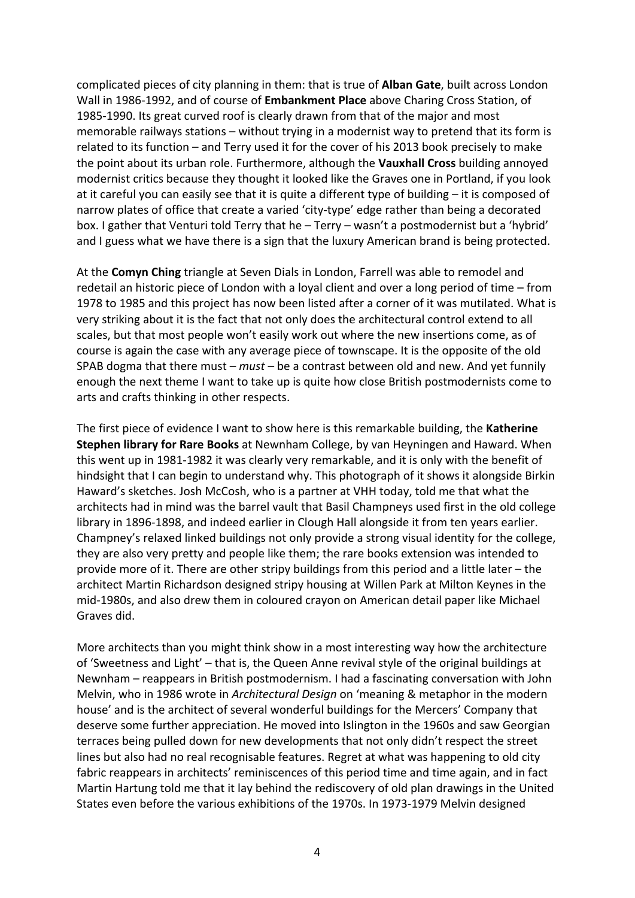complicated pieces of city planning in them: that is true of **Alban Gate**, built across London Wall in 1986-1992, and of course of **Embankment Place** above Charing Cross Station, of 1985-1990. Its great curved roof is clearly drawn from that of the major and most memorable railways stations – without trying in a modernist way to pretend that its form is related to its function – and Terry used it for the cover of his 2013 book precisely to make the point about its urban role. Furthermore, although the **Vauxhall Cross** building annoyed modernist critics because they thought it looked like the Graves one in Portland, if you look at it careful you can easily see that it is quite a different type of building – it is composed of narrow plates of office that create a varied 'city-type' edge rather than being a decorated box. I gather that Venturi told Terry that he – Terry – wasn't a postmodernist but a 'hybrid' and I guess what we have there is a sign that the luxury American brand is being protected.

At the **Comyn Ching** triangle at Seven Dials in London, Farrell was able to remodel and redetail an historic piece of London with a loyal client and over a long period of time – from 1978 to 1985 and this project has now been listed after a corner of it was mutilated. What is very striking about it is the fact that not only does the architectural control extend to all scales, but that most people won't easily work out where the new insertions come, as of course is again the case with any average piece of townscape. It is the opposite of the old SPAB dogma that there must – *must* – be a contrast between old and new. And yet funnily enough the next theme I want to take up is quite how close British postmodernists come to arts and crafts thinking in other respects.

The first piece of evidence I want to show here is this remarkable building, the **Katherine Stephen library for Rare Books** at Newnham College, by van Heyningen and Haward. When this went up in 1981-1982 it was clearly very remarkable, and it is only with the benefit of hindsight that I can begin to understand why. This photograph of it shows it alongside Birkin Haward's sketches. Josh McCosh, who is a partner at VHH today, told me that what the architects had in mind was the barrel vault that Basil Champneys used first in the old college library in 1896-1898, and indeed earlier in Clough Hall alongside it from ten years earlier. Champney's relaxed linked buildings not only provide a strong visual identity for the college, they are also very pretty and people like them; the rare books extension was intended to provide more of it. There are other stripy buildings from this period and a little later – the architect Martin Richardson designed stripy housing at Willen Park at Milton Keynes in the mid-1980s, and also drew them in coloured crayon on American detail paper like Michael Graves did.

More architects than you might think show in a most interesting way how the architecture of 'Sweetness and Light' – that is, the Queen Anne revival style of the original buildings at Newnham – reappears in British postmodernism. I had a fascinating conversation with John Melvin, who in 1986 wrote in *Architectural Design* on 'meaning & metaphor in the modern house' and is the architect of several wonderful buildings for the Mercers' Company that deserve some further appreciation. He moved into Islington in the 1960s and saw Georgian terraces being pulled down for new developments that not only didn't respect the street lines but also had no real recognisable features. Regret at what was happening to old city fabric reappears in architects' reminiscences of this period time and time again, and in fact Martin Hartung told me that it lay behind the rediscovery of old plan drawings in the United States even before the various exhibitions of the 1970s. In 1973-1979 Melvin designed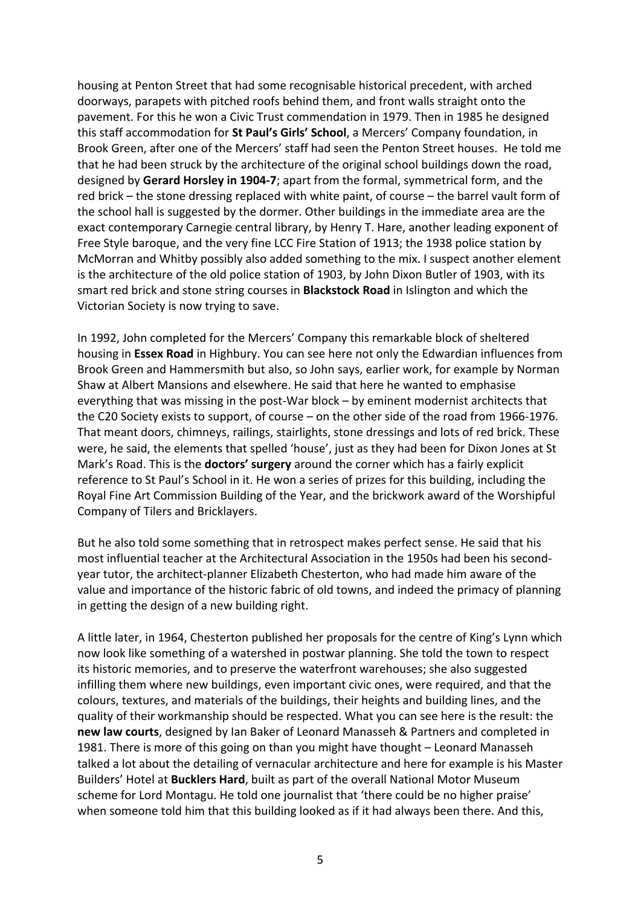housing at Penton Street that had some recognisable historical precedent, with arched doorways, parapets with pitched roofs behind them, and front walls straight onto the pavement. For this he won a Civic Trust commendation in 1979. Then in 1985 he designed this staff accommodation for **St Paul's Girls' School**, a Mercers' Company foundation, in Brook Green, after one of the Mercers' staff had seen the Penton Street houses. He told me that he had been struck by the architecture of the original school buildings down the road, designed by **Gerard Horsley in 1904-7**; apart from the formal, symmetrical form, and the red brick – the stone dressing replaced with white paint, of course – the barrel vault form of the school hall is suggested by the dormer. Other buildings in the immediate area are the exact contemporary Carnegie central library, by Henry T. Hare, another leading exponent of Free Style baroque, and the very fine LCC Fire Station of 1913; the 1938 police station by McMorran and Whitby possibly also added something to the mix. I suspect another element is the architecture of the old police station of 1903, by John Dixon Butler of 1903, with its smart red brick and stone string courses in **Blackstock Road** in Islington and which the Victorian Society is now trying to save.

In 1992, John completed for the Mercers' Company this remarkable block of sheltered housing in **Essex Road** in Highbury. You can see here not only the Edwardian influences from Brook Green and Hammersmith but also, so John says, earlier work, for example by Norman Shaw at Albert Mansions and elsewhere. He said that here he wanted to emphasise everything that was missing in the post-War block – by eminent modernist architects that the C20 Society exists to support, of course – on the other side of the road from 1966-1976. That meant doors, chimneys, railings, stairlights, stone dressings and lots of red brick. These were, he said, the elements that spelled 'house', just as they had been for Dixon Jones at St Mark's Road. This is the **doctors' surgery** around the corner which has a fairly explicit reference to St Paul's School in it. He won a series of prizes for this building, including the Royal Fine Art Commission Building of the Year, and the brickwork award of the Worshipful Company of Tilers and Bricklayers.

But he also told some something that in retrospect makes perfect sense. He said that his most influential teacher at the Architectural Association in the 1950s had been his second-year tutor, the architect-planner Elizabeth Chesterton, who had made him aware of the value and importance of the historic fabric of old towns, and indeed the primacy of planning in getting the design of a new building right.

A little later, in 1964, Chesterton published her proposals for the centre of King's Lynn which now look like something of a watershed in postwar planning. She told the town to respect its historic memories, and to preserve the waterfront warehouses; she also suggested infilling them where new buildings, even important civic ones, were required, and that the colours, textures, and materials of the buildings, their heights and building lines, and the quality of their workmanship should be respected. What you can see here is the result: the **new law courts**, designed by Ian Baker of Leonard Manasseh & Partners and completed in 1981. There is more of this going on than you might have thought – Leonard Manasseh talked a lot about the detailing of vernacular architecture and here for example is his Master Builders' Hotel at **Bucklers Hard**, built as part of the overall National Motor Museum scheme for Lord Montagu. He told one journalist that 'there could be no higher praise' when someone told him that this building looked as if it had always been there. And this,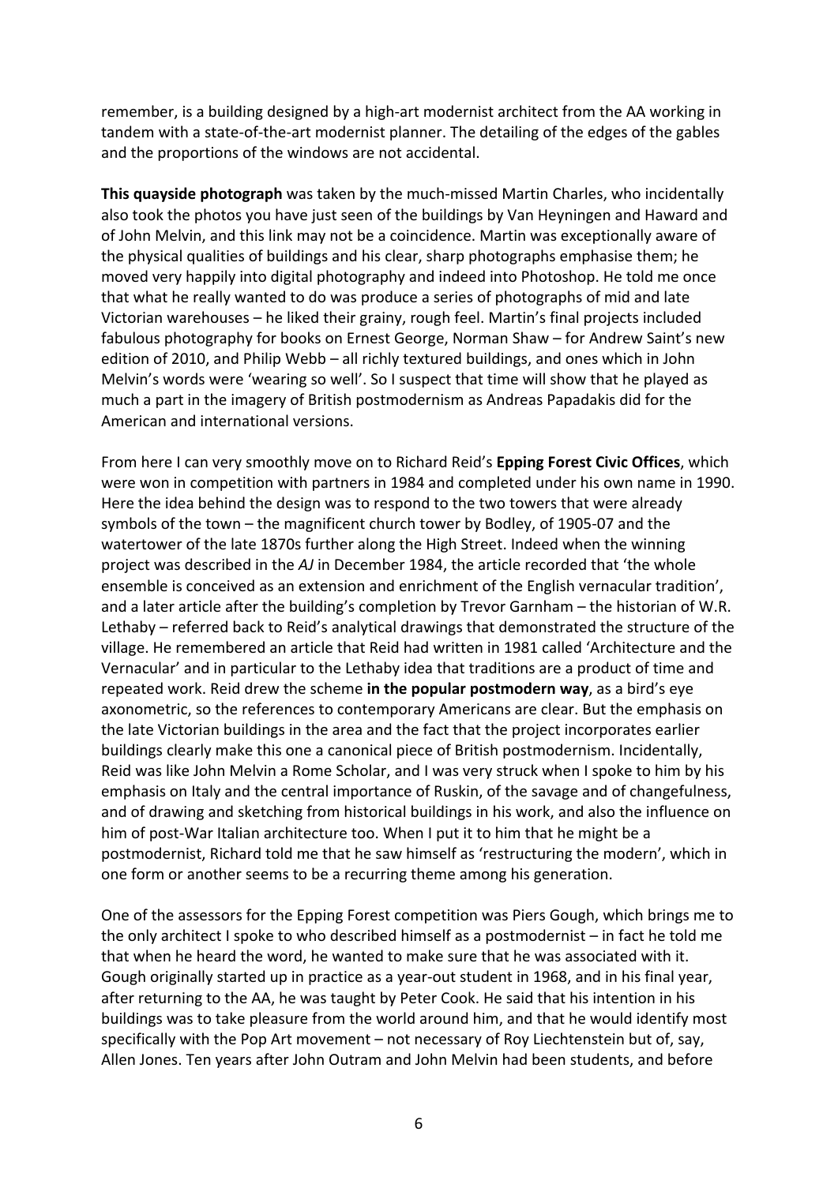remember, is a building designed by a high-art modernist architect from the AA working in tandem with a state-of-the-art modernist planner. The detailing of the edges of the gables and the proportions of the windows are not accidental.

**This quayside photograph** was taken by the much-missed Martin Charles, who incidentally also took the photos you have just seen of the buildings by Van Heyningen and Haward and of John Melvin, and this link may not be a coincidence. Martin was exceptionally aware of the physical qualities of buildings and his clear, sharp photographs emphasise them; he moved very happily into digital photography and indeed into Photoshop. He told me once that what he really wanted to do was produce a series of photographs of mid and late Victorian warehouses – he liked their grainy, rough feel. Martin's final projects included fabulous photography for books on Ernest George, Norman Shaw – for Andrew Saint's new edition of 2010, and Philip Webb – all richly textured buildings, and ones which in John Melvin's words were 'wearing so well'. So I suspect that time will show that he played as much a part in the imagery of British postmodernism as Andreas Papadakis did for the American and international versions.

From here I can very smoothly move on to Richard Reid's **Epping Forest Civic Offices**, which were won in competition with partners in 1984 and completed under his own name in 1990. Here the idea behind the design was to respond to the two towers that were already symbols of the town – the magnificent church tower by Bodley, of 1905-07 and the watertower of the late 1870s further along the High Street. Indeed when the winning project was described in the *AJ* in December 1984, the article recorded that 'the whole ensemble is conceived as an extension and enrichment of the English vernacular tradition', and a later article after the building's completion by Trevor Garnham – the historian of W.R. Lethaby – referred back to Reid's analytical drawings that demonstrated the structure of the village. He remembered an article that Reid had written in 1981 called 'Architecture and the Vernacular' and in particular to the Lethaby idea that traditions are a product of time and repeated work. Reid drew the scheme **in the popular postmodern way**, as a bird's eye axonometric, so the references to contemporary Americans are clear. But the emphasis on the late Victorian buildings in the area and the fact that the project incorporates earlier buildings clearly make this one a canonical piece of British postmodernism. Incidentally, Reid was like John Melvin a Rome Scholar, and I was very struck when I spoke to him by his emphasis on Italy and the central importance of Ruskin, of the savage and of changefulness, and of drawing and sketching from historical buildings in his work, and also the influence on him of post-War Italian architecture too. When I put it to him that he might be a postmodernist, Richard told me that he saw himself as 'restructuring the modern', which in one form or another seems to be a recurring theme among his generation.

One of the assessors for the Epping Forest competition was Piers Gough, which brings me to the only architect I spoke to who described himself as a postmodernist – in fact he told me that when he heard the word, he wanted to make sure that he was associated with it. Gough originally started up in practice as a year-out student in 1968, and in his final year, after returning to the AA, he was taught by Peter Cook. He said that his intention in his buildings was to take pleasure from the world around him, and that he would identify most specifically with the Pop Art movement – not necessary of Roy Liechtenstein but of, say, Allen Jones. Ten years after John Outram and John Melvin had been students, and before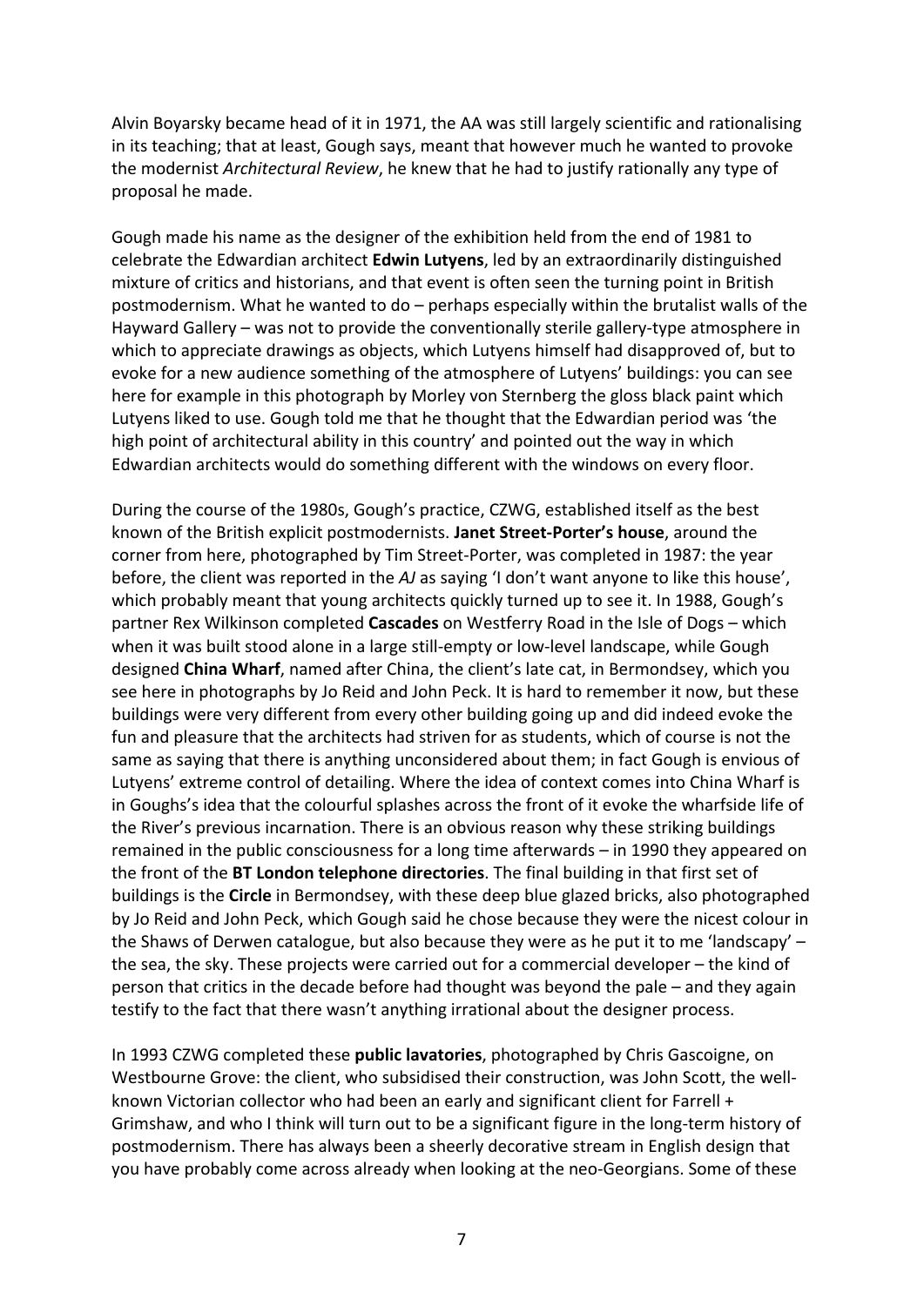Alvin Boyarsky became head of it in 1971, the AA was still largely scientific and rationalising in its teaching; that at least, Gough says, meant that however much he wanted to provoke the modernist *Architectural Review*, he knew that he had to justify rationally any type of proposal he made.

Gough made his name as the designer of the exhibition held from the end of 1981 to celebrate the Edwardian architect **Edwin Lutyens**, led by an extraordinarily distinguished mixture of critics and historians, and that event is often seen the turning point in British postmodernism. What he wanted to do – perhaps especially within the brutalist walls of the Hayward Gallery – was not to provide the conventionally sterile gallery-type atmosphere in which to appreciate drawings as objects, which Lutyens himself had disapproved of, but to evoke for a new audience something of the atmosphere of Lutyens' buildings: you can see here for example in this photograph by Morley von Sternberg the gloss black paint which Lutyens liked to use. Gough told me that he thought that the Edwardian period was 'the high point of architectural ability in this country' and pointed out the way in which Edwardian architects would do something different with the windows on every floor.

During the course of the 1980s, Gough's practice, CZWG, established itself as the best known of the British explicit postmodernists. **Janet Street-Porter's house**, around the corner from here, photographed by Tim Street-Porter, was completed in 1987: the year before, the client was reported in the *AJ* as saying 'I don't want anyone to like this house', which probably meant that young architects quickly turned up to see it. In 1988, Gough's partner Rex Wilkinson completed **Cascades** on Westferry Road in the Isle of Dogs – which when it was built stood alone in a large still-empty or low-level landscape, while Gough designed **China Wharf**, named after China, the client's late cat, in Bermondsey, which you see here in photographs by Jo Reid and John Peck. It is hard to remember it now, but these buildings were very different from every other building going up and did indeed evoke the fun and pleasure that the architects had striven for as students, which of course is not the same as saying that there is anything unconsidered about them; in fact Gough is envious of Lutyens' extreme control of detailing. Where the idea of context comes into China Wharf is in Goughs's idea that the colourful splashes across the front of it evoke the wharfside life of the River's previous incarnation. There is an obvious reason why these striking buildings remained in the public consciousness for a long time afterwards – in 1990 they appeared on the front of the **BT London telephone directories**. The final building in that first set of buildings is the **Circle** in Bermondsey, with these deep blue glazed bricks, also photographed by Jo Reid and John Peck, which Gough said he chose because they were the nicest colour in the Shaws of Derwen catalogue, but also because they were as he put it to me 'landscapy' – the sea, the sky. These projects were carried out for a commercial developer – the kind of person that critics in the decade before had thought was beyond the pale – and they again testify to the fact that there wasn't anything irrational about the designer process.

In 1993 CZWG completed these **public lavatories**, photographed by Chris Gascoigne, on Westbourne Grove: the client, who subsidised their construction, was John Scott, the well-known Victorian collector who had been an early and significant client for Farrell + Grimshaw, and who I think will turn out to be a significant figure in the long-term history of postmodernism. There has always been a sheerly decorative stream in English design that you have probably come across already when looking at the neo-Georgians. Some of these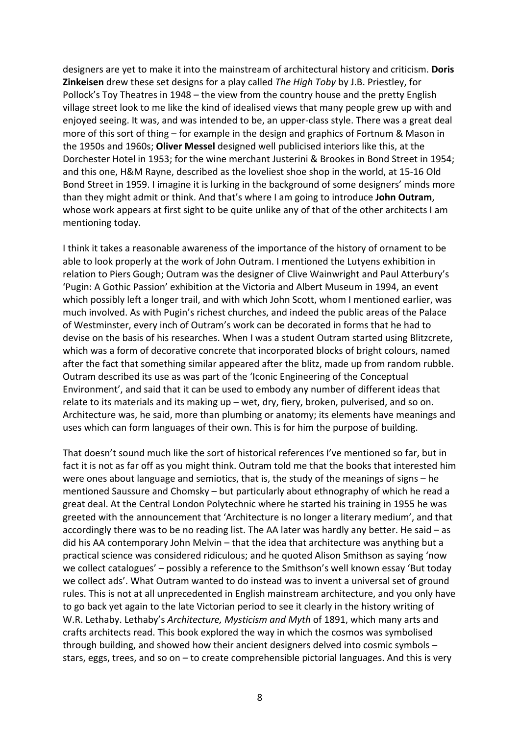designers are yet to make it into the mainstream of architectural history and criticism. **Doris Zinkeisen** drew these set designs for a play called *The High Toby* by J.B. Priestley, for Pollock's Toy Theatres in 1948 – the view from the country house and the pretty English village street look to me like the kind of idealised views that many people grew up with and enjoyed seeing. It was, and was intended to be, an upper-class style. There was a great deal more of this sort of thing – for example in the design and graphics of Fortnum & Mason in the 1950s and 1960s; **Oliver Messel** designed well publicised interiors like this, at the Dorchester Hotel in 1953; for the wine merchant Justerini & Brookes in Bond Street in 1954; and this one, H&M Rayne, described as the loveliest shoe shop in the world, at 15-16 Old Bond Street in 1959. I imagine it is lurking in the background of some designers' minds more than they might admit or think. And that's where I am going to introduce **John Outram**, whose work appears at first sight to be quite unlike any of that of the other architects I am mentioning today.

I think it takes a reasonable awareness of the importance of the history of ornament to be able to look properly at the work of John Outram. I mentioned the Lutyens exhibition in relation to Piers Gough; Outram was the designer of Clive Wainwright and Paul Atterbury's 'Pugin: A Gothic Passion' exhibition at the Victoria and Albert Museum in 1994, an event which possibly left a longer trail, and with which John Scott, whom I mentioned earlier, was much involved. As with Pugin's richest churches, and indeed the public areas of the Palace of Westminster, every inch of Outram's work can be decorated in forms that he had to devise on the basis of his researches. When I was a student Outram started using Blitzcrete, which was a form of decorative concrete that incorporated blocks of bright colours, named after the fact that something similar appeared after the blitz, made up from random rubble. Outram described its use as was part of the 'Iconic Engineering of the Conceptual Environment', and said that it can be used to embody any number of different ideas that relate to its materials and its making up – wet, dry, fiery, broken, pulverised, and so on. Architecture was, he said, more than plumbing or anatomy; its elements have meanings and uses which can form languages of their own. This is for him the purpose of building.

That doesn't sound much like the sort of historical references I've mentioned so far, but in fact it is not as far off as you might think. Outram told me that the books that interested him were ones about language and semiotics, that is, the study of the meanings of signs – he mentioned Saussure and Chomsky – but particularly about ethnography of which he read a great deal. At the Central London Polytechnic where he started his training in 1955 he was greeted with the announcement that 'Architecture is no longer a literary medium', and that accordingly there was to be no reading list. The AA later was hardly any better. He said – as did his AA contemporary John Melvin – that the idea that architecture was anything but a practical science was considered ridiculous; and he quoted Alison Smithson as saying 'now we collect catalogues' – possibly a reference to the Smithson's well known essay 'But today we collect ads'. What Outram wanted to do instead was to invent a universal set of ground rules. This is not at all unprecedented in English mainstream architecture, and you only have to go back yet again to the late Victorian period to see it clearly in the history writing of W.R. Lethaby. Lethaby's *Architecture, Mysticism and Myth* of 1891, which many arts and crafts architects read. This book explored the way in which the cosmos was symbolised through building, and showed how their ancient designers delved into cosmic symbols – stars, eggs, trees, and so on – to create comprehensible pictorial languages. And this is very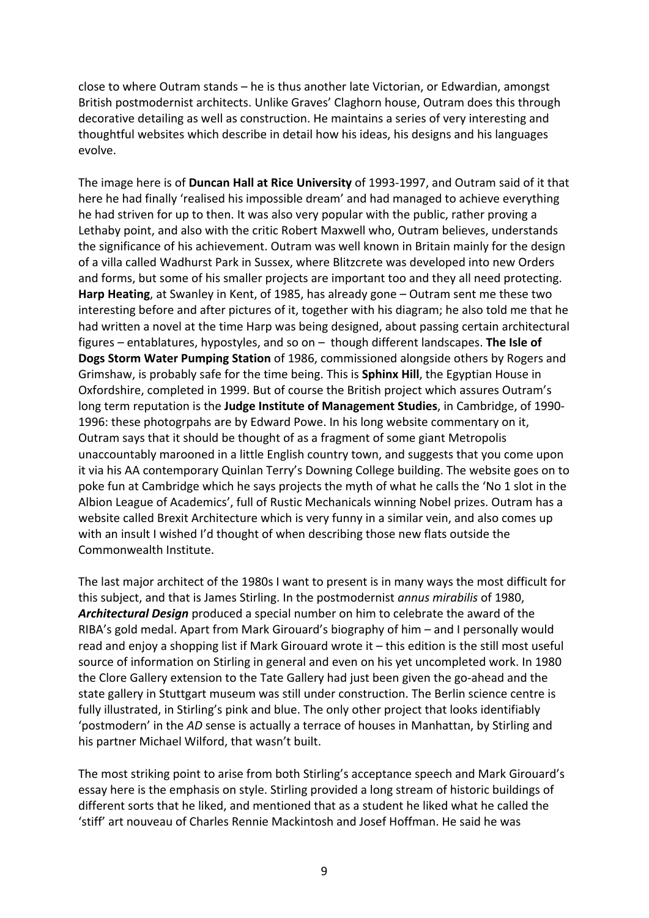close to where Outram stands – he is thus another late Victorian, or Edwardian, amongst British postmodernist architects. Unlike Graves' Claghorn house, Outram does this through decorative detailing as well as construction. He maintains a series of very interesting and thoughtful websites which describe in detail how his ideas, his designs and his languages evolve.

The image here is of **Duncan Hall at Rice University** of 1993-1997, and Outram said of it that here he had finally 'realised his impossible dream' and had managed to achieve everything he had striven for up to then. It was also very popular with the public, rather proving a Lethaby point, and also with the critic Robert Maxwell who, Outram believes, understands the significance of his achievement. Outram was well known in Britain mainly for the design of a villa called Wadhurst Park in Sussex, where Blitzcrete was developed into new Orders and forms, but some of his smaller projects are important too and they all need protecting. **Harp Heating**, at Swanley in Kent, of 1985, has already gone – Outram sent me these two interesting before and after pictures of it, together with his diagram; he also told me that he had written a novel at the time Harp was being designed, about passing certain architectural figures – entablatures, hypostyles, and so on – though different landscapes. **The Isle of Dogs Storm Water Pumping Station** of 1986, commissioned alongside others by Rogers and Grimshaw, is probably safe for the time being. This is **Sphinx Hill**, the Egyptian House in Oxfordshire, completed in 1999. But of course the British project which assures Outram's long term reputation is the **Judge Institute of Management Studies**, in Cambridge, of 1990-1996: these photogrpahs are by Edward Powe. In his long website commentary on it, Outram says that it should be thought of as a fragment of some giant Metropolis unaccountably marooned in a little English country town, and suggests that you come upon it via his AA contemporary Quinlan Terry's Downing College building. The website goes on to poke fun at Cambridge which he says projects the myth of what he calls the 'No 1 slot in the Albion League of Academics', full of Rustic Mechanicals winning Nobel prizes. Outram has a website called Brexit Architecture which is very funny in a similar vein, and also comes up with an insult I wished I'd thought of when describing those new flats outside the Commonwealth Institute.

The last major architect of the 1980s I want to present is in many ways the most difficult for this subject, and that is James Stirling. In the postmodernist *annus mirabilis* of 1980, ***Architectural Design*** produced a special number on him to celebrate the award of the RIBA's gold medal. Apart from Mark Girouard's biography of him – and I personally would read and enjoy a shopping list if Mark Girouard wrote it – this edition is the still most useful source of information on Stirling in general and even on his yet uncompleted work. In 1980 the Clore Gallery extension to the Tate Gallery had just been given the go-ahead and the state gallery in Stuttgart museum was still under construction. The Berlin science centre is fully illustrated, in Stirling's pink and blue. The only other project that looks identifiably 'postmodern' in the *AD* sense is actually a terrace of houses in Manhattan, by Stirling and his partner Michael Wilford, that wasn't built.

The most striking point to arise from both Stirling's acceptance speech and Mark Girouard's essay here is the emphasis on style. Stirling provided a long stream of historic buildings of different sorts that he liked, and mentioned that as a student he liked what he called the 'stiff' art nouveau of Charles Rennie Mackintosh and Josef Hoffman. He said he was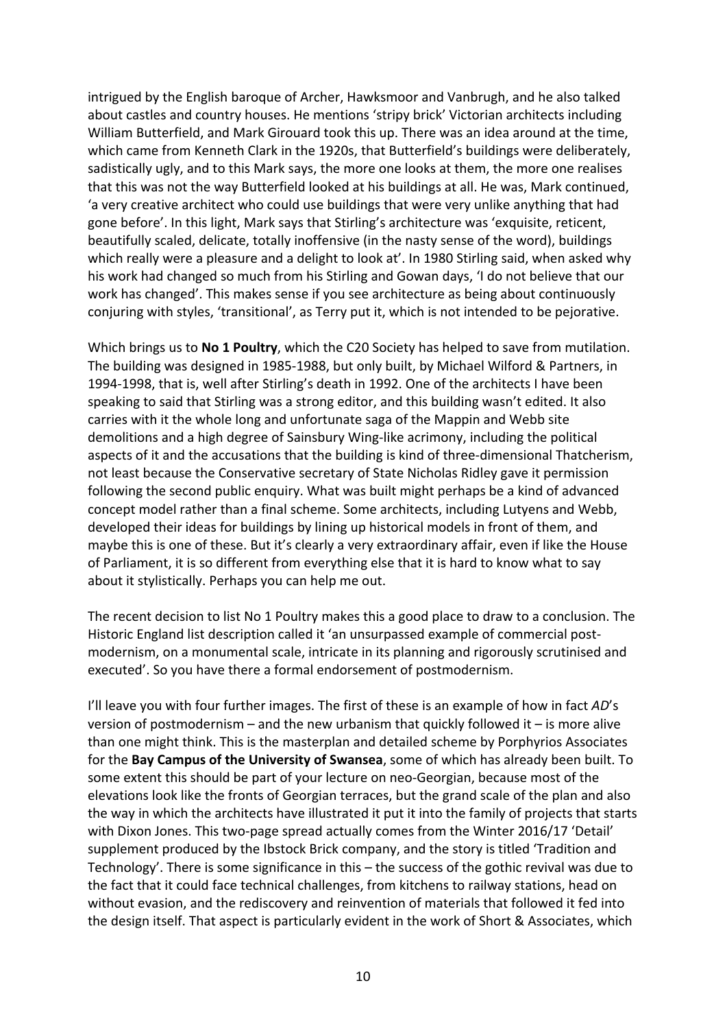intrigued by the English baroque of Archer, Hawksmoor and Vanbrugh, and he also talked about castles and country houses. He mentions 'stripy brick' Victorian architects including William Butterfield, and Mark Girouard took this up. There was an idea around at the time, which came from Kenneth Clark in the 1920s, that Butterfield's buildings were deliberately, sadistically ugly, and to this Mark says, the more one looks at them, the more one realises that this was not the way Butterfield looked at his buildings at all. He was, Mark continued, 'a very creative architect who could use buildings that were very unlike anything that had gone before'. In this light, Mark says that Stirling's architecture was 'exquisite, reticent, beautifully scaled, delicate, totally inoffensive (in the nasty sense of the word), buildings which really were a pleasure and a delight to look at'. In 1980 Stirling said, when asked why his work had changed so much from his Stirling and Gowan days, 'I do not believe that our work has changed'. This makes sense if you see architecture as being about continuously conjuring with styles, 'transitional', as Terry put it, which is not intended to be pejorative.

Which brings us to **No 1 Poultry**, which the C20 Society has helped to save from mutilation. The building was designed in 1985-1988, but only built, by Michael Wilford & Partners, in 1994-1998, that is, well after Stirling's death in 1992. One of the architects I have been speaking to said that Stirling was a strong editor, and this building wasn't edited. It also carries with it the whole long and unfortunate saga of the Mappin and Webb site demolitions and a high degree of Sainsbury Wing-like acrimony, including the political aspects of it and the accusations that the building is kind of three-dimensional Thatcherism, not least because the Conservative secretary of State Nicholas Ridley gave it permission following the second public enquiry. What was built might perhaps be a kind of advanced concept model rather than a final scheme. Some architects, including Lutyens and Webb, developed their ideas for buildings by lining up historical models in front of them, and maybe this is one of these. But it's clearly a very extraordinary affair, even if like the House of Parliament, it is so different from everything else that it is hard to know what to say about it stylistically. Perhaps you can help me out.

The recent decision to list No 1 Poultry makes this a good place to draw to a conclusion. The Historic England list description called it 'an unsurpassed example of commercial post-modernism, on a monumental scale, intricate in its planning and rigorously scrutinised and executed'. So you have there a formal endorsement of postmodernism.

I'll leave you with four further images. The first of these is an example of how in fact *AD*'s version of postmodernism – and the new urbanism that quickly followed it – is more alive than one might think. This is the masterplan and detailed scheme by Porphyrios Associates for the **Bay Campus of the University of Swansea**, some of which has already been built. To some extent this should be part of your lecture on neo-Georgian, because most of the elevations look like the fronts of Georgian terraces, but the grand scale of the plan and also the way in which the architects have illustrated it put it into the family of projects that starts with Dixon Jones. This two-page spread actually comes from the Winter 2016/17 'Detail' supplement produced by the Ibstock Brick company, and the story is titled 'Tradition and Technology'. There is some significance in this – the success of the gothic revival was due to the fact that it could face technical challenges, from kitchens to railway stations, head on without evasion, and the rediscovery and reinvention of materials that followed it fed into the design itself. That aspect is particularly evident in the work of Short & Associates, which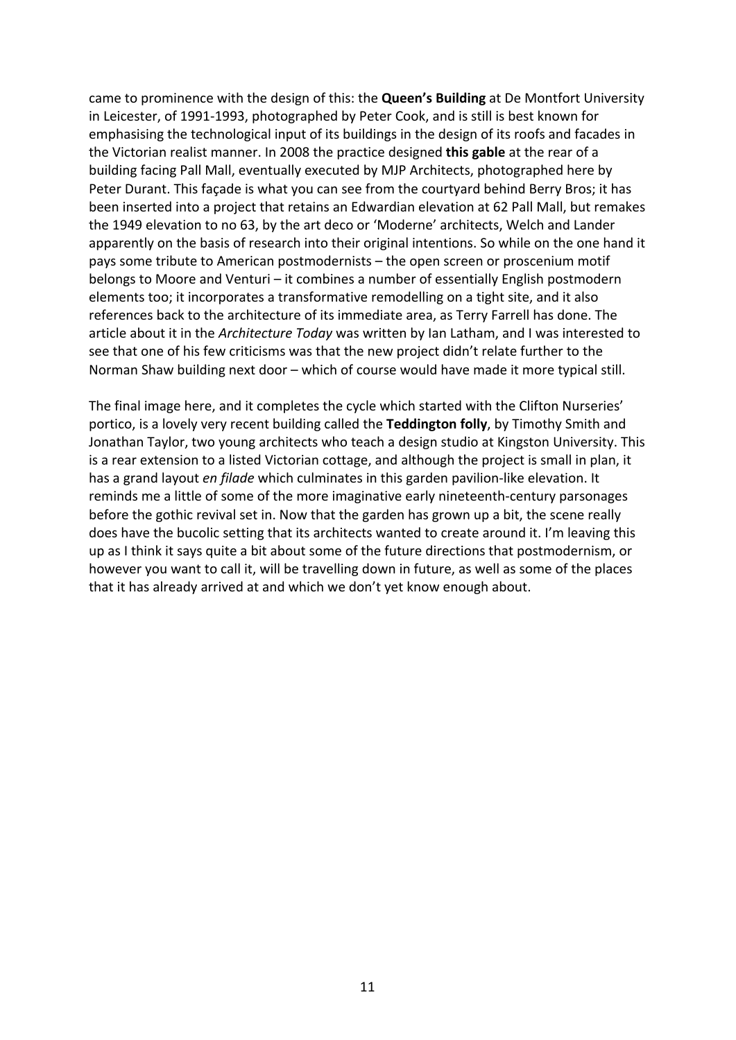came to prominence with the design of this: the **Queen's Building** at De Montfort University in Leicester, of 1991-1993, photographed by Peter Cook, and is still is best known for emphasising the technological input of its buildings in the design of its roofs and facades in the Victorian realist manner. In 2008 the practice designed **this gable** at the rear of a building facing Pall Mall, eventually executed by MJP Architects, photographed here by Peter Durant. This façade is what you can see from the courtyard behind Berry Bros; it has been inserted into a project that retains an Edwardian elevation at 62 Pall Mall, but remakes the 1949 elevation to no 63, by the art deco or 'Moderne' architects, Welch and Lander apparently on the basis of research into their original intentions. So while on the one hand it pays some tribute to American postmodernists – the open screen or proscenium motif belongs to Moore and Venturi – it combines a number of essentially English postmodern elements too; it incorporates a transformative remodelling on a tight site, and it also references back to the architecture of its immediate area, as Terry Farrell has done. The article about it in the *Architecture Today* was written by Ian Latham, and I was interested to see that one of his few criticisms was that the new project didn't relate further to the Norman Shaw building next door – which of course would have made it more typical still.

The final image here, and it completes the cycle which started with the Clifton Nurseries' portico, is a lovely very recent building called the **Teddington folly**, by Timothy Smith and Jonathan Taylor, two young architects who teach a design studio at Kingston University. This is a rear extension to a listed Victorian cottage, and although the project is small in plan, it has a grand layout *en filade* which culminates in this garden pavilion-like elevation. It reminds me a little of some of the more imaginative early nineteenth-century parsonages before the gothic revival set in. Now that the garden has grown up a bit, the scene really does have the bucolic setting that its architects wanted to create around it. I'm leaving this up as I think it says quite a bit about some of the future directions that postmodernism, or however you want to call it, will be travelling down in future, as well as some of the places that it has already arrived at and which we don't yet know enough about.